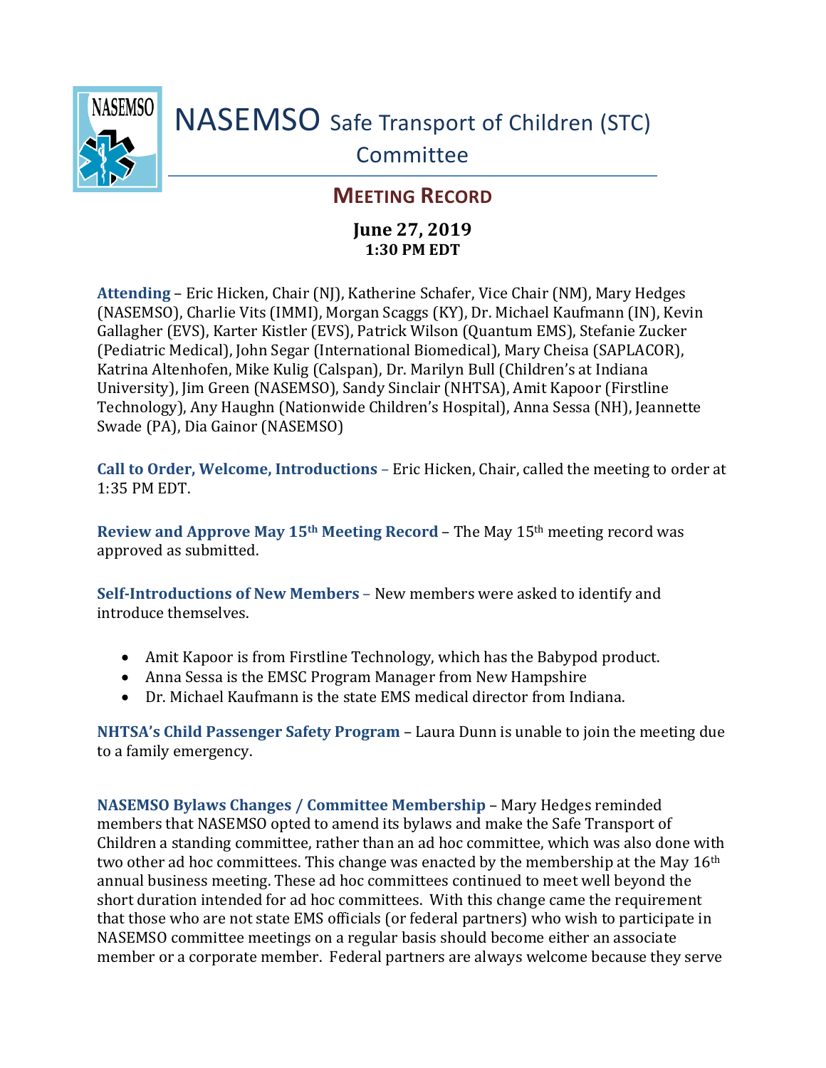# NASEMSO Safe Transport of Children (STC) Committee

## MEETING RECORD

**June 27, 2019**
**1:30 PM EDT**

**Attending** – Eric Hicken, Chair (NJ), Katherine Schafer, Vice Chair (NM), Mary Hedges (NASEMSO), Charlie Vits (IMMI), Morgan Scaggs (KY), Dr. Michael Kaufmann (IN), Kevin Gallagher (EVS), Karter Kistler (EVS), Patrick Wilson (Quantum EMS), Stefanie Zucker (Pediatric Medical), John Segar (International Biomedical), Mary Cheisa (SAPLACOR), Katrina Altenhofen, Mike Kulig (Calspan), Dr. Marilyn Bull (Children's at Indiana University), Jim Green (NASEMSO), Sandy Sinclair (NHTSA), Amit Kapoor (Firstline Technology), Any Haughn (Nationwide Children's Hospital), Anna Sessa (NH), Jeannette Swade (PA), Dia Gainor (NASEMSO)

**Call to Order, Welcome, Introductions** – Eric Hicken, Chair, called the meeting to order at 1:35 PM EDT.

**Review and Approve May 15th Meeting Record** – The May 15th meeting record was approved as submitted.

**Self-Introductions of New Members** – New members were asked to identify and introduce themselves.

- Amit Kapoor is from Firstline Technology, which has the Babypod product.
- Anna Sessa is the EMSC Program Manager from New Hampshire
- Dr. Michael Kaufmann is the state EMS medical director from Indiana.

**NHTSA's Child Passenger Safety Program** – Laura Dunn is unable to join the meeting due to a family emergency.

**NASEMSO Bylaws Changes / Committee Membership** – Mary Hedges reminded members that NASEMSO opted to amend its bylaws and make the Safe Transport of Children a standing committee, rather than an ad hoc committee, which was also done with two other ad hoc committees. This change was enacted by the membership at the May 16th annual business meeting. These ad hoc committees continued to meet well beyond the short duration intended for ad hoc committees. With this change came the requirement that those who are not state EMS officials (or federal partners) who wish to participate in NASEMSO committee meetings on a regular basis should become either an associate member or a corporate member. Federal partners are always welcome because they serve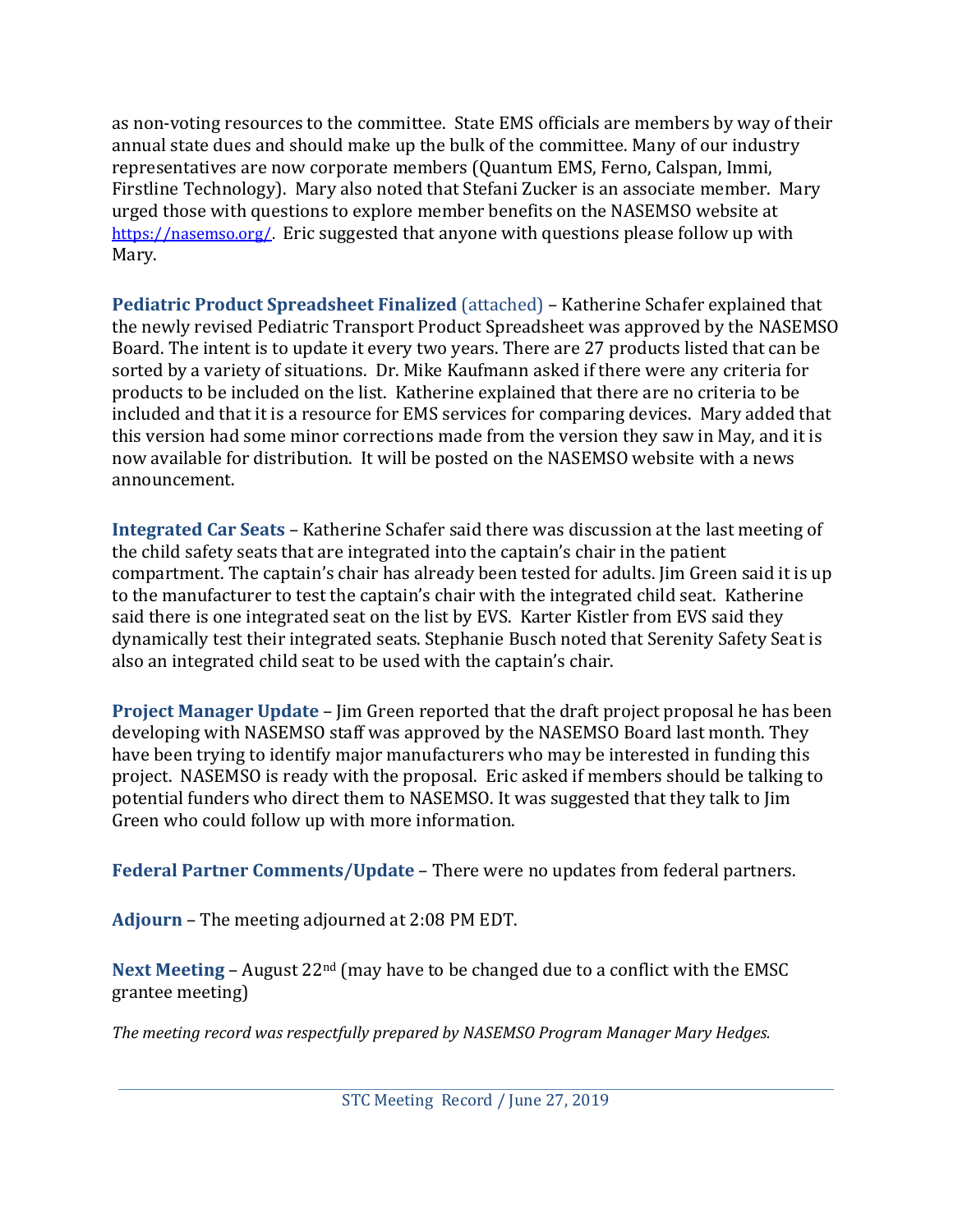as non-voting resources to the committee. State EMS officials are members by way of their annual state dues and should make up the bulk of the committee. Many of our industry representatives are now corporate members (Quantum EMS, Ferno, Calspan, Immi, Firstline Technology). Mary also noted that Stefani Zucker is an associate member. Mary urged those with questions to explore member benefits on the NASEMSO website at https://nasemso.org/. Eric suggested that anyone with questions please follow up with Mary.

**Pediatric Product Spreadsheet Finalized** (attached) – Katherine Schafer explained that the newly revised Pediatric Transport Product Spreadsheet was approved by the NASEMSO Board. The intent is to update it every two years. There are 27 products listed that can be sorted by a variety of situations. Dr. Mike Kaufmann asked if there were any criteria for products to be included on the list. Katherine explained that there are no criteria to be included and that it is a resource for EMS services for comparing devices. Mary added that this version had some minor corrections made from the version they saw in May, and it is now available for distribution. It will be posted on the NASEMSO website with a news announcement.

**Integrated Car Seats** – Katherine Schafer said there was discussion at the last meeting of the child safety seats that are integrated into the captain's chair in the patient compartment. The captain's chair has already been tested for adults. Jim Green said it is up to the manufacturer to test the captain's chair with the integrated child seat. Katherine said there is one integrated seat on the list by EVS. Karter Kistler from EVS said they dynamically test their integrated seats. Stephanie Busch noted that Serenity Safety Seat is also an integrated child seat to be used with the captain's chair.

**Project Manager Update** – Jim Green reported that the draft project proposal he has been developing with NASEMSO staff was approved by the NASEMSO Board last month. They have been trying to identify major manufacturers who may be interested in funding this project. NASEMSO is ready with the proposal. Eric asked if members should be talking to potential funders who direct them to NASEMSO. It was suggested that they talk to Jim Green who could follow up with more information.

**Federal Partner Comments/Update** – There were no updates from federal partners.

**Adjourn** – The meeting adjourned at 2:08 PM EDT.

**Next Meeting** – August 22nd (may have to be changed due to a conflict with the EMSC grantee meeting)

*The meeting record was respectfully prepared by NASEMSO Program Manager Mary Hedges.*